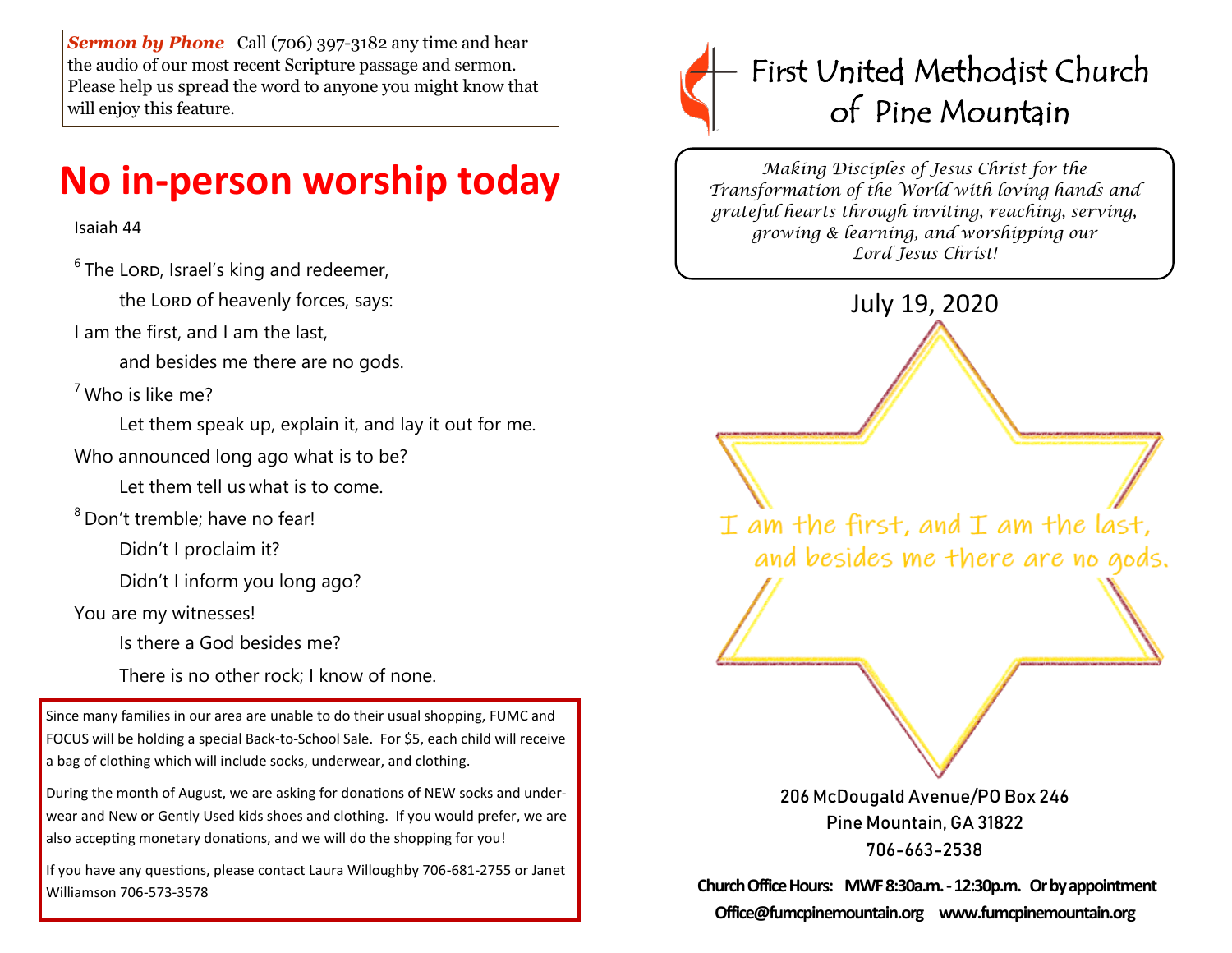***Sermon by Phone*** Call (706) 397-3182 any time and hear the audio of our most recent Scripture passage and sermon. Please help us spread the word to anyone you might know that will enjoy this feature.

# No in-person worship today

Isaiah 44

[6] The LORD, Israel's king and redeemer,

the LORD of heavenly forces, says:

I am the first, and I am the last,

and besides me there are no gods.

[7] Who is like me?

Let them speak up, explain it, and lay it out for me.

Who announced long ago what is to be?

Let them tell us what is to come.

[8] Don't tremble; have no fear!

Didn't I proclaim it?

Didn't I inform you long ago?

You are my witnesses!

Is there a God besides me?

There is no other rock; I know of none.

Since many families in our area are unable to do their usual shopping, FUMC and FOCUS will be holding a special Back-to-School Sale. For $5, each child will receive a bag of clothing which will include socks, underwear, and clothing.

During the month of August, we are asking for donations of NEW socks and underwear and New or Gently Used kids shoes and clothing. If you would prefer, we are also accepting monetary donations, and we will do the shopping for you!

If you have any questions, please contact Laura Willoughby 706-681-2755 or Janet Williamson 706-573-3578

# First United Methodist Church of Pine Mountain

*Making Disciples of Jesus Christ for the Transformation of the World with loving hands and grateful hearts through inviting, reaching, serving, growing & learning, and worshipping our Lord Jesus Christ!*

July 19, 2020

I am the first, and I am the last, and besides me there are no gods.

206 McDougald Avenue/PO Box 246
Pine Mountain, GA 31822
706-663-2538

**Church Office Hours: MWF 8:30a.m. - 12:30p.m. Or by appointment**

**Office@fumcpinemountain.org www.fumcpinemountain.org**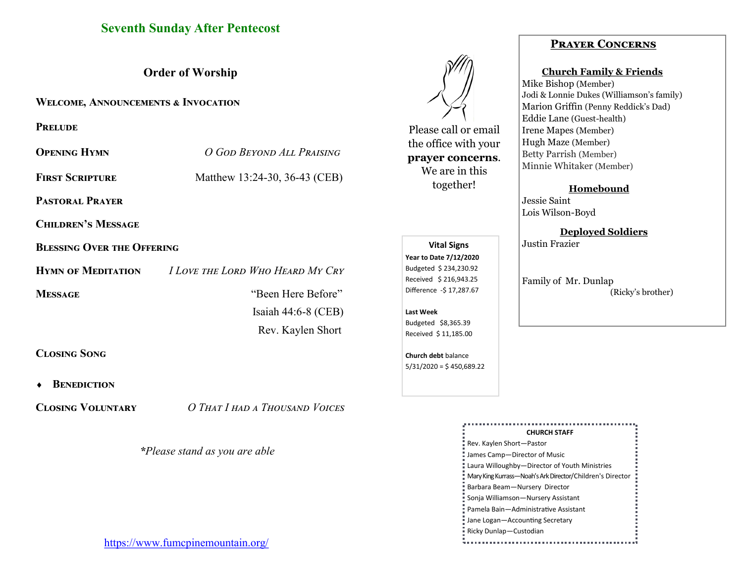## Seventh Sunday After Pentecost

### Order of Worship

**Welcome, Announcements & Invocation**

**Prelude**

**Opening Hymn** — *O God Beyond All Praising*

**First Scripture** — Matthew 13:24-30, 36-43 (CEB)

**Pastoral Prayer**

**Children's Message**

**Blessing Over the Offering**

**Hymn of Meditation** — *I Love the Lord Who Heard My Cry*

**Message** — "Been Here Before"
Isaiah 44:6-8 (CEB)
Rev. Kaylen Short

**Closing Song**

♦ **Benediction**

**Closing Voluntary** — *O That I had a Thousand Voices*

*\*Please stand as you are able*

https://www.fumcpinemountain.org/

Please call or email the office with your **prayer concerns**. We are in this together!

**Vital Signs**

**Year to Date 7/12/2020**
Budgeted $ 234,230.92
Received $ 216,943.25
Difference -$ 17,287.67

**Last Week**
Budgeted $8,365.39
Received $ 11,185.00

**Church debt** balance
5/31/2020 = $ 450,689.22

## Prayer Concerns

**Church Family & Friends**

Mike Bishop (Member)
Jodi & Lonnie Dukes (Williamson's family)
Marion Griffin (Penny Reddick's Dad)
Eddie Lane (Guest-health)
Irene Mapes (Member)
Hugh Maze (Member)
Betty Parrish (Member)
Minnie Whitaker (Member)

**Homebound**

Jessie Saint
Lois Wilson-Boyd

**Deployed Soldiers**

Justin Frazier

Family of Mr. Dunlap
(Ricky's brother)

**CHURCH STAFF**

Rev. Kaylen Short—Pastor
James Camp—Director of Music
Laura Willoughby—Director of Youth Ministries
Mary King Kurrass—Noah's Ark Director/Children's Director
Barbara Beam—Nursery Director
Sonja Williamson—Nursery Assistant
Pamela Bain—Administrative Assistant
Jane Logan—Accounting Secretary
Ricky Dunlap—Custodian